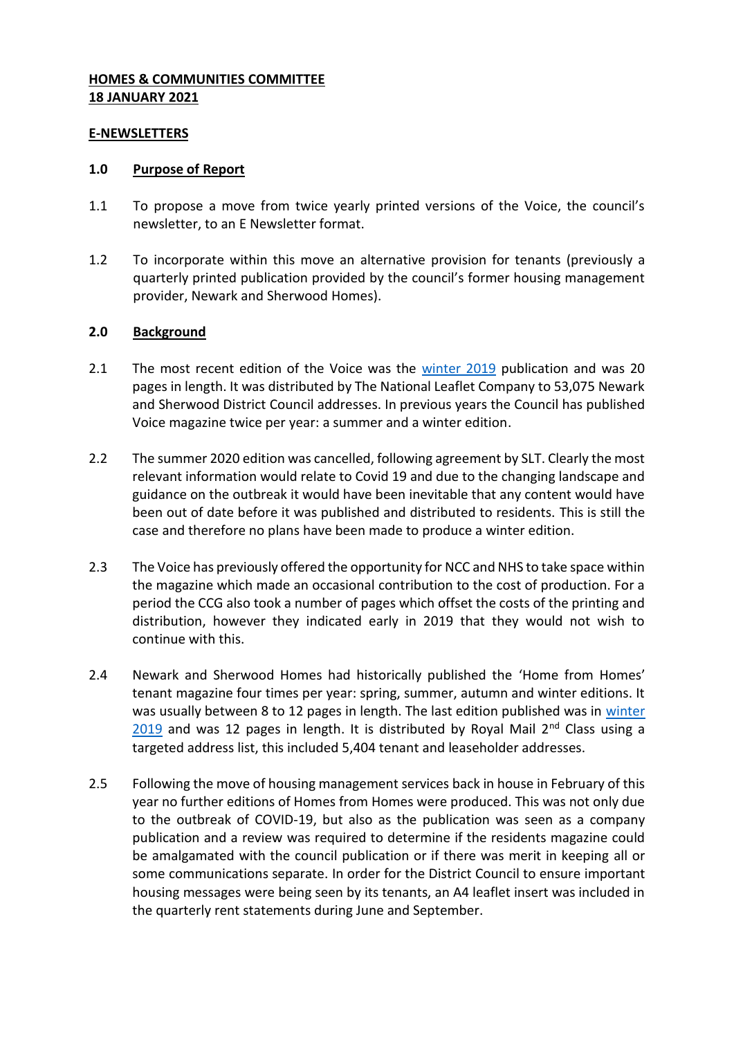**HOMES & COMMUNITIES COMMITTEE**
**18 JANUARY 2021**

**E-NEWSLETTERS**

## 1.0 Purpose of Report

1.1 To propose a move from twice yearly printed versions of the Voice, the council's newsletter, to an E Newsletter format.

1.2 To incorporate within this move an alternative provision for tenants (previously a quarterly printed publication provided by the council's former housing management provider, Newark and Sherwood Homes).

## 2.0 Background

2.1 The most recent edition of the Voice was the winter 2019 publication and was 20 pages in length. It was distributed by The National Leaflet Company to 53,075 Newark and Sherwood District Council addresses. In previous years the Council has published Voice magazine twice per year: a summer and a winter edition.

2.2 The summer 2020 edition was cancelled, following agreement by SLT. Clearly the most relevant information would relate to Covid 19 and due to the changing landscape and guidance on the outbreak it would have been inevitable that any content would have been out of date before it was published and distributed to residents. This is still the case and therefore no plans have been made to produce a winter edition.

2.3 The Voice has previously offered the opportunity for NCC and NHS to take space within the magazine which made an occasional contribution to the cost of production. For a period the CCG also took a number of pages which offset the costs of the printing and distribution, however they indicated early in 2019 that they would not wish to continue with this.

2.4 Newark and Sherwood Homes had historically published the 'Home from Homes' tenant magazine four times per year: spring, summer, autumn and winter editions. It was usually between 8 to 12 pages in length. The last edition published was in winter 2019 and was 12 pages in length. It is distributed by Royal Mail 2nd Class using a targeted address list, this included 5,404 tenant and leaseholder addresses.

2.5 Following the move of housing management services back in house in February of this year no further editions of Homes from Homes were produced. This was not only due to the outbreak of COVID-19, but also as the publication was seen as a company publication and a review was required to determine if the residents magazine could be amalgamated with the council publication or if there was merit in keeping all or some communications separate. In order for the District Council to ensure important housing messages were being seen by its tenants, an A4 leaflet insert was included in the quarterly rent statements during June and September.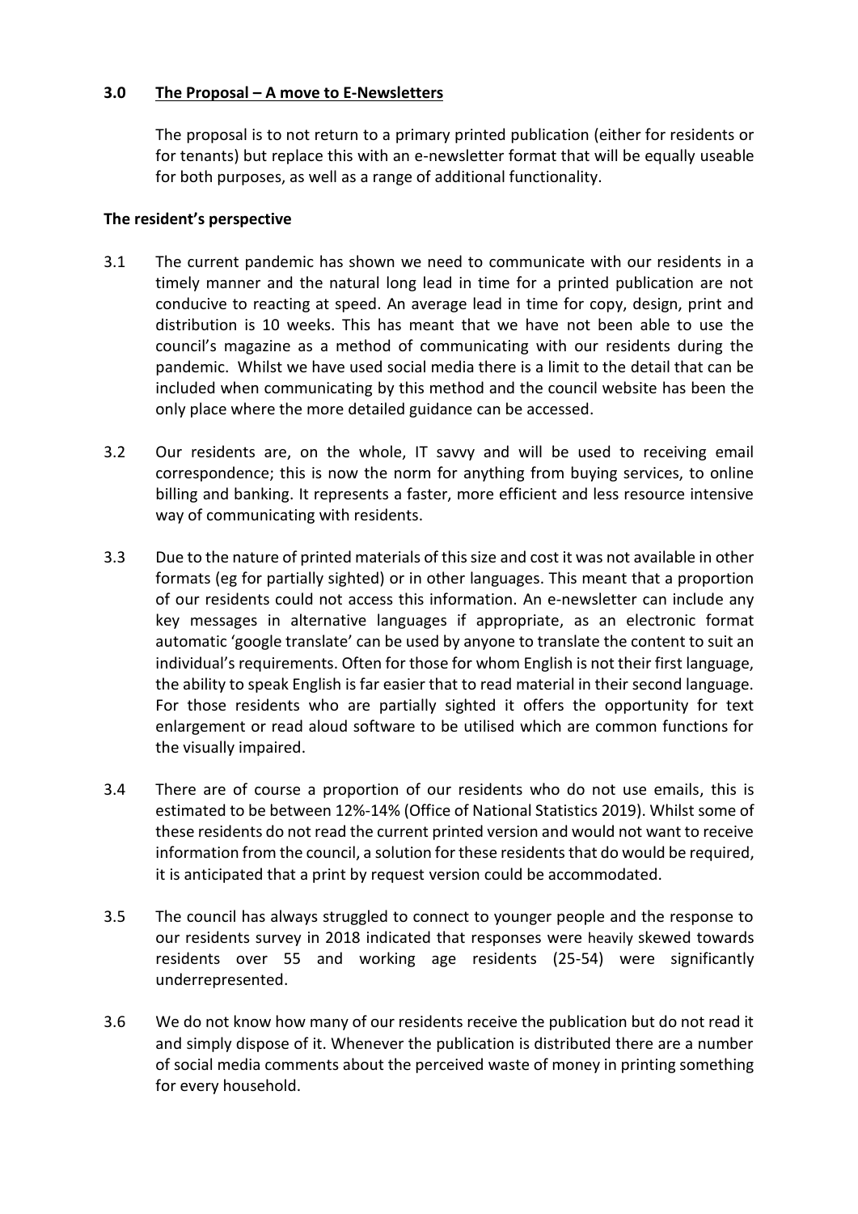## 3.0 The Proposal – A move to E-Newsletters

The proposal is to not return to a primary printed publication (either for residents or for tenants) but replace this with an e-newsletter format that will be equally useable for both purposes, as well as a range of additional functionality.

**The resident's perspective**

3.1 The current pandemic has shown we need to communicate with our residents in a timely manner and the natural long lead in time for a printed publication are not conducive to reacting at speed. An average lead in time for copy, design, print and distribution is 10 weeks. This has meant that we have not been able to use the council's magazine as a method of communicating with our residents during the pandemic. Whilst we have used social media there is a limit to the detail that can be included when communicating by this method and the council website has been the only place where the more detailed guidance can be accessed.

3.2 Our residents are, on the whole, IT savvy and will be used to receiving email correspondence; this is now the norm for anything from buying services, to online billing and banking. It represents a faster, more efficient and less resource intensive way of communicating with residents.

3.3 Due to the nature of printed materials of this size and cost it was not available in other formats (eg for partially sighted) or in other languages. This meant that a proportion of our residents could not access this information. An e-newsletter can include any key messages in alternative languages if appropriate, as an electronic format automatic 'google translate' can be used by anyone to translate the content to suit an individual's requirements. Often for those for whom English is not their first language, the ability to speak English is far easier that to read material in their second language. For those residents who are partially sighted it offers the opportunity for text enlargement or read aloud software to be utilised which are common functions for the visually impaired.

3.4 There are of course a proportion of our residents who do not use emails, this is estimated to be between 12%-14% (Office of National Statistics 2019). Whilst some of these residents do not read the current printed version and would not want to receive information from the council, a solution for these residents that do would be required, it is anticipated that a print by request version could be accommodated.

3.5 The council has always struggled to connect to younger people and the response to our residents survey in 2018 indicated that responses were heavily skewed towards residents over 55 and working age residents (25-54) were significantly underrepresented.

3.6 We do not know how many of our residents receive the publication but do not read it and simply dispose of it. Whenever the publication is distributed there are a number of social media comments about the perceived waste of money in printing something for every household.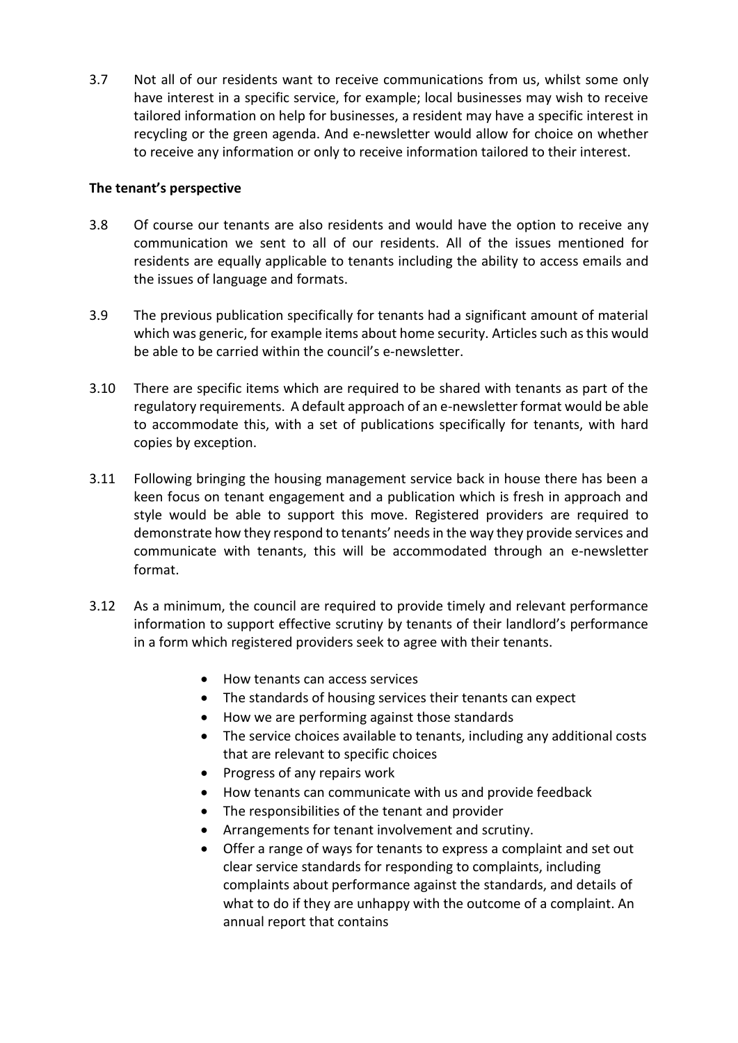3.7 Not all of our residents want to receive communications from us, whilst some only have interest in a specific service, for example; local businesses may wish to receive tailored information on help for businesses, a resident may have a specific interest in recycling or the green agenda. And e-newsletter would allow for choice on whether to receive any information or only to receive information tailored to their interest.

**The tenant's perspective**

3.8 Of course our tenants are also residents and would have the option to receive any communication we sent to all of our residents. All of the issues mentioned for residents are equally applicable to tenants including the ability to access emails and the issues of language and formats.

3.9 The previous publication specifically for tenants had a significant amount of material which was generic, for example items about home security. Articles such as this would be able to be carried within the council's e-newsletter.

3.10 There are specific items which are required to be shared with tenants as part of the regulatory requirements. A default approach of an e-newsletter format would be able to accommodate this, with a set of publications specifically for tenants, with hard copies by exception.

3.11 Following bringing the housing management service back in house there has been a keen focus on tenant engagement and a publication which is fresh in approach and style would be able to support this move. Registered providers are required to demonstrate how they respond to tenants' needs in the way they provide services and communicate with tenants, this will be accommodated through an e-newsletter format.

3.12 As a minimum, the council are required to provide timely and relevant performance information to support effective scrutiny by tenants of their landlord's performance in a form which registered providers seek to agree with their tenants.

- How tenants can access services
- The standards of housing services their tenants can expect
- How we are performing against those standards
- The service choices available to tenants, including any additional costs that are relevant to specific choices
- Progress of any repairs work
- How tenants can communicate with us and provide feedback
- The responsibilities of the tenant and provider
- Arrangements for tenant involvement and scrutiny.
- Offer a range of ways for tenants to express a complaint and set out clear service standards for responding to complaints, including complaints about performance against the standards, and details of what to do if they are unhappy with the outcome of a complaint. An annual report that contains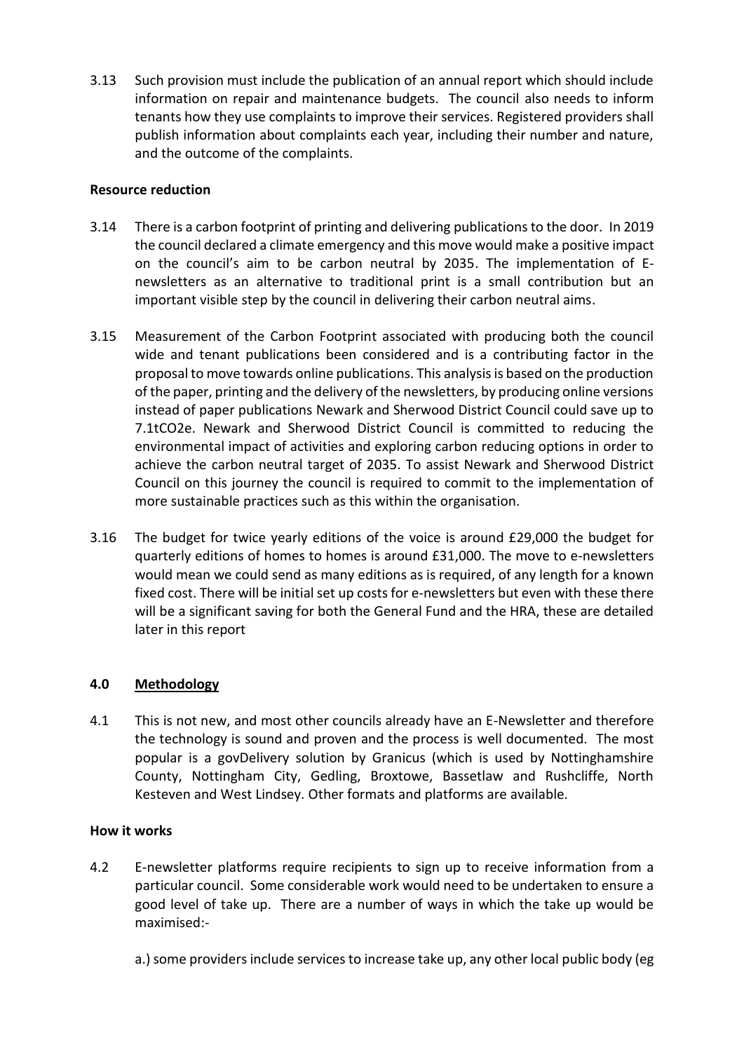3.13 Such provision must include the publication of an annual report which should include information on repair and maintenance budgets. The council also needs to inform tenants how they use complaints to improve their services. Registered providers shall publish information about complaints each year, including their number and nature, and the outcome of the complaints.

**Resource reduction**

3.14 There is a carbon footprint of printing and delivering publications to the door. In 2019 the council declared a climate emergency and this move would make a positive impact on the council's aim to be carbon neutral by 2035. The implementation of E-newsletters as an alternative to traditional print is a small contribution but an important visible step by the council in delivering their carbon neutral aims.

3.15 Measurement of the Carbon Footprint associated with producing both the council wide and tenant publications been considered and is a contributing factor in the proposal to move towards online publications. This analysis is based on the production of the paper, printing and the delivery of the newsletters, by producing online versions instead of paper publications Newark and Sherwood District Council could save up to 7.1tCO2e. Newark and Sherwood District Council is committed to reducing the environmental impact of activities and exploring carbon reducing options in order to achieve the carbon neutral target of 2035. To assist Newark and Sherwood District Council on this journey the council is required to commit to the implementation of more sustainable practices such as this within the organisation.

3.16 The budget for twice yearly editions of the voice is around £29,000 the budget for quarterly editions of homes to homes is around £31,000. The move to e-newsletters would mean we could send as many editions as is required, of any length for a known fixed cost. There will be initial set up costs for e-newsletters but even with these there will be a significant saving for both the General Fund and the HRA, these are detailed later in this report

## 4.0 <u>Methodology</u>

4.1 This is not new, and most other councils already have an E-Newsletter and therefore the technology is sound and proven and the process is well documented. The most popular is a govDelivery solution by Granicus (which is used by Nottinghamshire County, Nottingham City, Gedling, Broxtowe, Bassetlaw and Rushcliffe, North Kesteven and West Lindsey. Other formats and platforms are available.

**How it works**

4.2 E-newsletter platforms require recipients to sign up to receive information from a particular council. Some considerable work would need to be undertaken to ensure a good level of take up. There are a number of ways in which the take up would be maximised:-

a.) some providers include services to increase take up, any other local public body (eg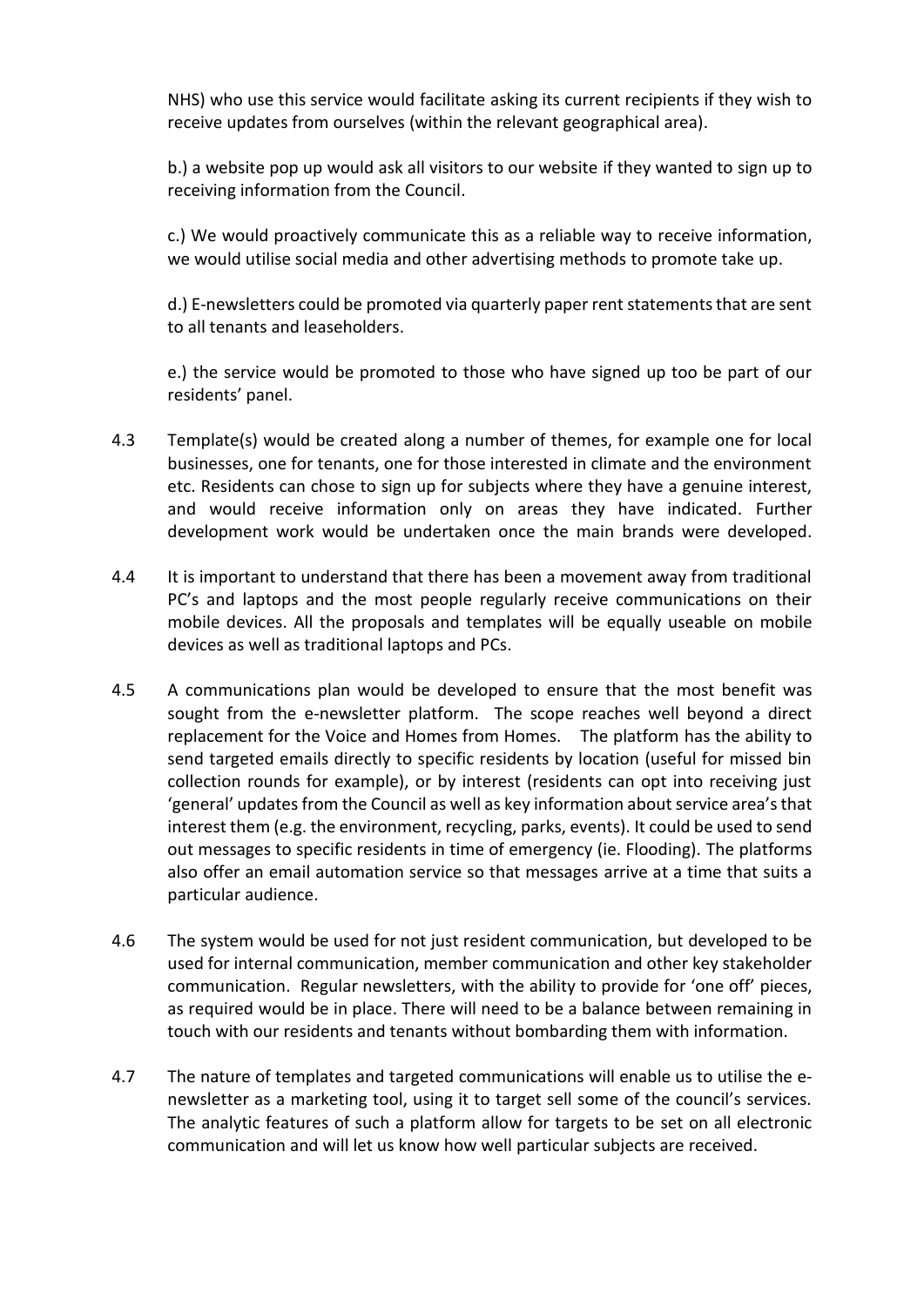NHS) who use this service would facilitate asking its current recipients if they wish to receive updates from ourselves (within the relevant geographical area).

b.) a website pop up would ask all visitors to our website if they wanted to sign up to receiving information from the Council.

c.) We would proactively communicate this as a reliable way to receive information, we would utilise social media and other advertising methods to promote take up.

d.) E-newsletters could be promoted via quarterly paper rent statements that are sent to all tenants and leaseholders.

e.) the service would be promoted to those who have signed up too be part of our residents' panel.

4.3 Template(s) would be created along a number of themes, for example one for local businesses, one for tenants, one for those interested in climate and the environment etc. Residents can chose to sign up for subjects where they have a genuine interest, and would receive information only on areas they have indicated. Further development work would be undertaken once the main brands were developed.

4.4 It is important to understand that there has been a movement away from traditional PC's and laptops and the most people regularly receive communications on their mobile devices. All the proposals and templates will be equally useable on mobile devices as well as traditional laptops and PCs.

4.5 A communications plan would be developed to ensure that the most benefit was sought from the e-newsletter platform. The scope reaches well beyond a direct replacement for the Voice and Homes from Homes. The platform has the ability to send targeted emails directly to specific residents by location (useful for missed bin collection rounds for example), or by interest (residents can opt into receiving just 'general' updates from the Council as well as key information about service area's that interest them (e.g. the environment, recycling, parks, events). It could be used to send out messages to specific residents in time of emergency (ie. Flooding). The platforms also offer an email automation service so that messages arrive at a time that suits a particular audience.

4.6 The system would be used for not just resident communication, but developed to be used for internal communication, member communication and other key stakeholder communication. Regular newsletters, with the ability to provide for 'one off' pieces, as required would be in place. There will need to be a balance between remaining in touch with our residents and tenants without bombarding them with information.

4.7 The nature of templates and targeted communications will enable us to utilise the e-newsletter as a marketing tool, using it to target sell some of the council's services. The analytic features of such a platform allow for targets to be set on all electronic communication and will let us know how well particular subjects are received.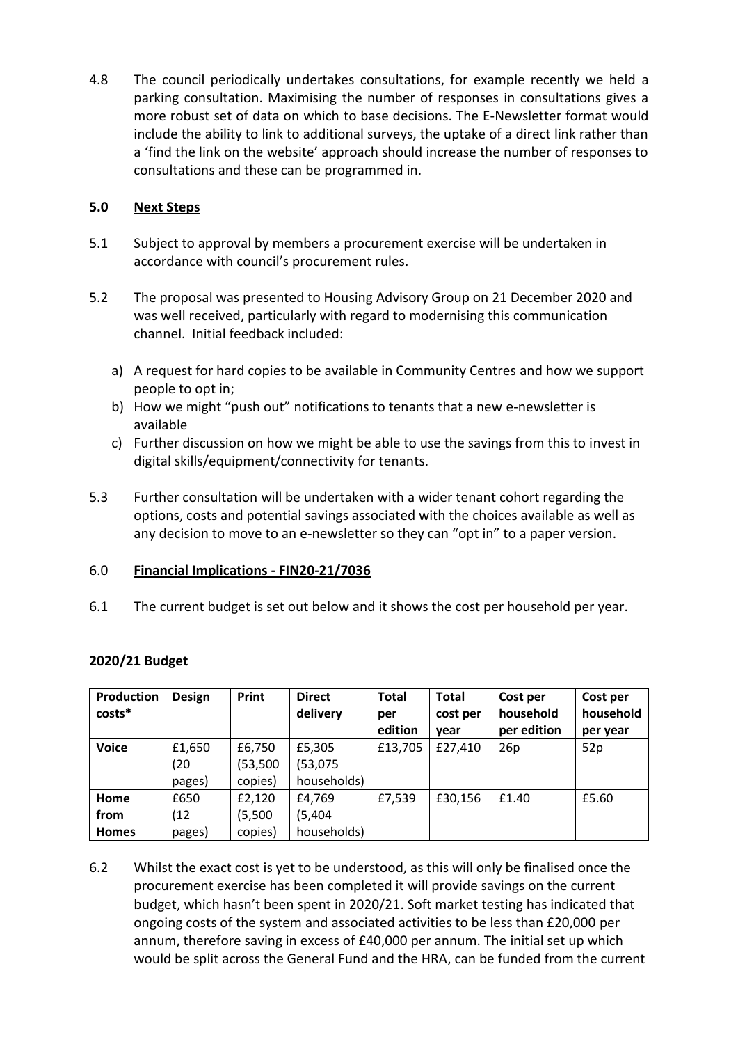4.8 The council periodically undertakes consultations, for example recently we held a parking consultation. Maximising the number of responses in consultations gives a more robust set of data on which to base decisions. The E-Newsletter format would include the ability to link to additional surveys, the uptake of a direct link rather than a 'find the link on the website' approach should increase the number of responses to consultations and these can be programmed in.

## 5.0 Next Steps

5.1 Subject to approval by members a procurement exercise will be undertaken in accordance with council's procurement rules.

5.2 The proposal was presented to Housing Advisory Group on 21 December 2020 and was well received, particularly with regard to modernising this communication channel. Initial feedback included:

a) A request for hard copies to be available in Community Centres and how we support people to opt in;
b) How we might "push out" notifications to tenants that a new e-newsletter is available
c) Further discussion on how we might be able to use the savings from this to invest in digital skills/equipment/connectivity for tenants.

5.3 Further consultation will be undertaken with a wider tenant cohort regarding the options, costs and potential savings associated with the choices available as well as any decision to move to an e-newsletter so they can "opt in" to a paper version.

## 6.0 Financial Implications - FIN20-21/7036

6.1 The current budget is set out below and it shows the cost per household per year.

**2020/21 Budget**

| Production costs* | Design | Print | Direct delivery | Total per edition | Total cost per year | Cost per household per edition | Cost per household per year |
|---|---|---|---|---|---|---|---|
| **Voice** | £1,650 (20 pages) | £6,750 (53,500 copies) | £5,305 (53,075 households) | £13,705 | £27,410 | 26p | 52p |
| **Home from Homes** | £650 (12 pages) | £2,120 (5,500 copies) | £4,769 (5,404 households) | £7,539 | £30,156 | £1.40 | £5.60 |

6.2 Whilst the exact cost is yet to be understood, as this will only be finalised once the procurement exercise has been completed it will provide savings on the current budget, which hasn't been spent in 2020/21. Soft market testing has indicated that ongoing costs of the system and associated activities to be less than £20,000 per annum, therefore saving in excess of £40,000 per annum. The initial set up which would be split across the General Fund and the HRA, can be funded from the current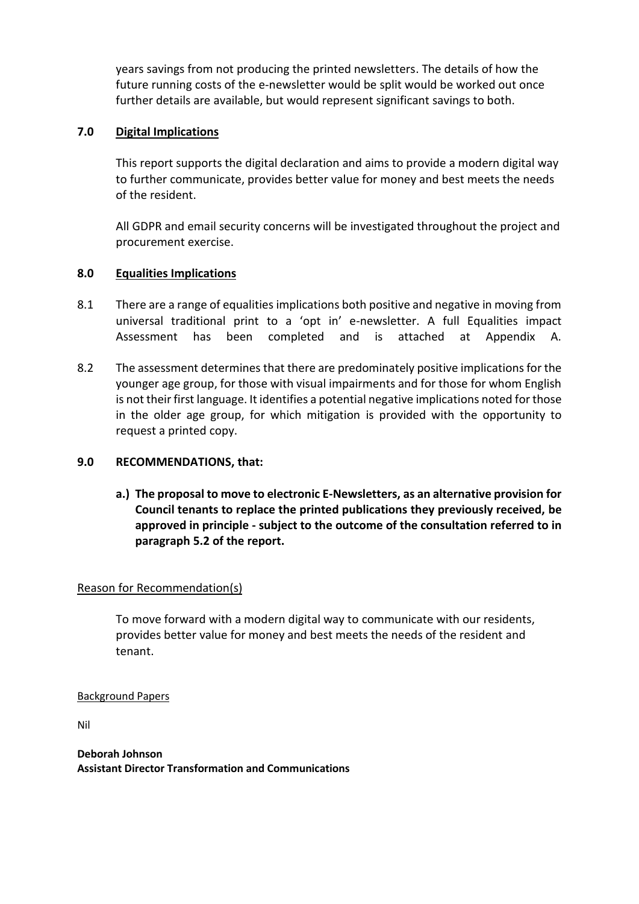years savings from not producing the printed newsletters. The details of how the future running costs of the e-newsletter would be split would be worked out once further details are available, but would represent significant savings to both.

## 7.0 Digital Implications

This report supports the digital declaration and aims to provide a modern digital way to further communicate, provides better value for money and best meets the needs of the resident.

All GDPR and email security concerns will be investigated throughout the project and procurement exercise.

## 8.0 Equalities Implications

8.1 There are a range of equalities implications both positive and negative in moving from universal traditional print to a 'opt in' e-newsletter. A full Equalities impact Assessment has been completed and is attached at Appendix A.

8.2 The assessment determines that there are predominately positive implications for the younger age group, for those with visual impairments and for those for whom English is not their first language. It identifies a potential negative implications noted for those in the older age group, for which mitigation is provided with the opportunity to request a printed copy.

## 9.0 RECOMMENDATIONS, that:

**a.) The proposal to move to electronic E-Newsletters, as an alternative provision for Council tenants to replace the printed publications they previously received, be approved in principle - subject to the outcome of the consultation referred to in paragraph 5.2 of the report.**

Reason for Recommendation(s)

To move forward with a modern digital way to communicate with our residents, provides better value for money and best meets the needs of the resident and tenant.

Background Papers

Nil

**Deborah Johnson**
**Assistant Director Transformation and Communications**